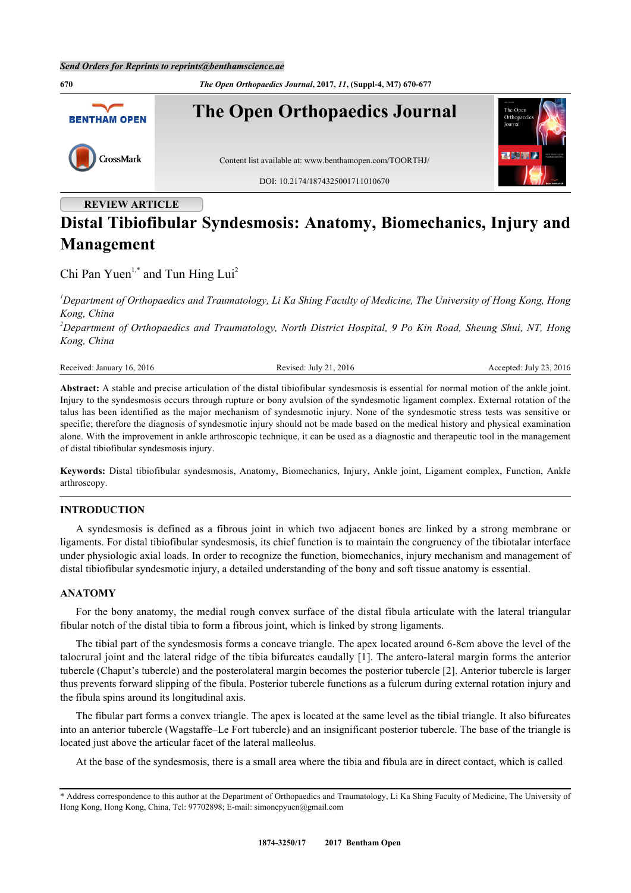REVIEW ARTICLE

# Distal Tibiofibular Syndesmosis: Anatomy, Biomechanics, Injury and Management

Chi Pan Yuen[1,*] and Tun Hing Lui[2]

[1] *Department of Orthopaedics and Traumatology, Li Ka Shing Faculty of Medicine, The University of Hong Kong, Hong Kong, China*
[2] *Department of Orthopaedics and Traumatology, North District Hospital, 9 Po Kin Road, Sheung Shui, NT, Hong Kong, China*

Received: January 16, 2016 | Revised: July 21, 2016 | Accepted: July 23, 2016

**Abstract:** A stable and precise articulation of the distal tibiofibular syndesmosis is essential for normal motion of the ankle joint. Injury to the syndesmosis occurs through rupture or bony avulsion of the syndesmotic ligament complex. External rotation of the talus has been identified as the major mechanism of syndesmotic injury. None of the syndesmotic stress tests was sensitive or specific; therefore the diagnosis of syndesmotic injury should not be made based on the medical history and physical examination alone. With the improvement in ankle arthroscopic technique, it can be used as a diagnostic and therapeutic tool in the management of distal tibiofibular syndesmosis injury.

**Keywords:** Distal tibiofibular syndesmosis, Anatomy, Biomechanics, Injury, Ankle joint, Ligament complex, Function, Ankle arthroscopy.

## INTRODUCTION

A syndesmosis is defined as a fibrous joint in which two adjacent bones are linked by a strong membrane or ligaments. For distal tibiofibular syndesmosis, its chief function is to maintain the congruency of the tibiotalar interface under physiologic axial loads. In order to recognize the function, biomechanics, injury mechanism and management of distal tibiofibular syndesmotic injury, a detailed understanding of the bony and soft tissue anatomy is essential.

## ANATOMY

For the bony anatomy, the medial rough convex surface of the distal fibula articulate with the lateral triangular fibular notch of the distal tibia to form a fibrous joint, which is linked by strong ligaments.

The tibial part of the syndesmosis forms a concave triangle. The apex located around 6-8cm above the level of the talocrural joint and the lateral ridge of the tibia bifurcates caudally [1]. The antero-lateral margin forms the anterior tubercle (Chaput's tubercle) and the posterolateral margin becomes the posterior tubercle [2]. Anterior tubercle is larger thus prevents forward slipping of the fibula. Posterior tubercle functions as a fulcrum during external rotation injury and the fibula spins around its longitudinal axis.

The fibular part forms a convex triangle. The apex is located at the same level as the tibial triangle. It also bifurcates into an anterior tubercle (Wagstaffe–Le Fort tubercle) and an insignificant posterior tubercle. The base of the triangle is located just above the articular facet of the lateral malleolus.

At the base of the syndesmosis, there is a small area where the tibia and fibula are in direct contact, which is called

* Address correspondence to this author at the Department of Orthopaedics and Traumatology, Li Ka Shing Faculty of Medicine, The University of Hong Kong, Hong Kong, China, Tel: 97702898; E-mail: simoncpyuen@gmail.com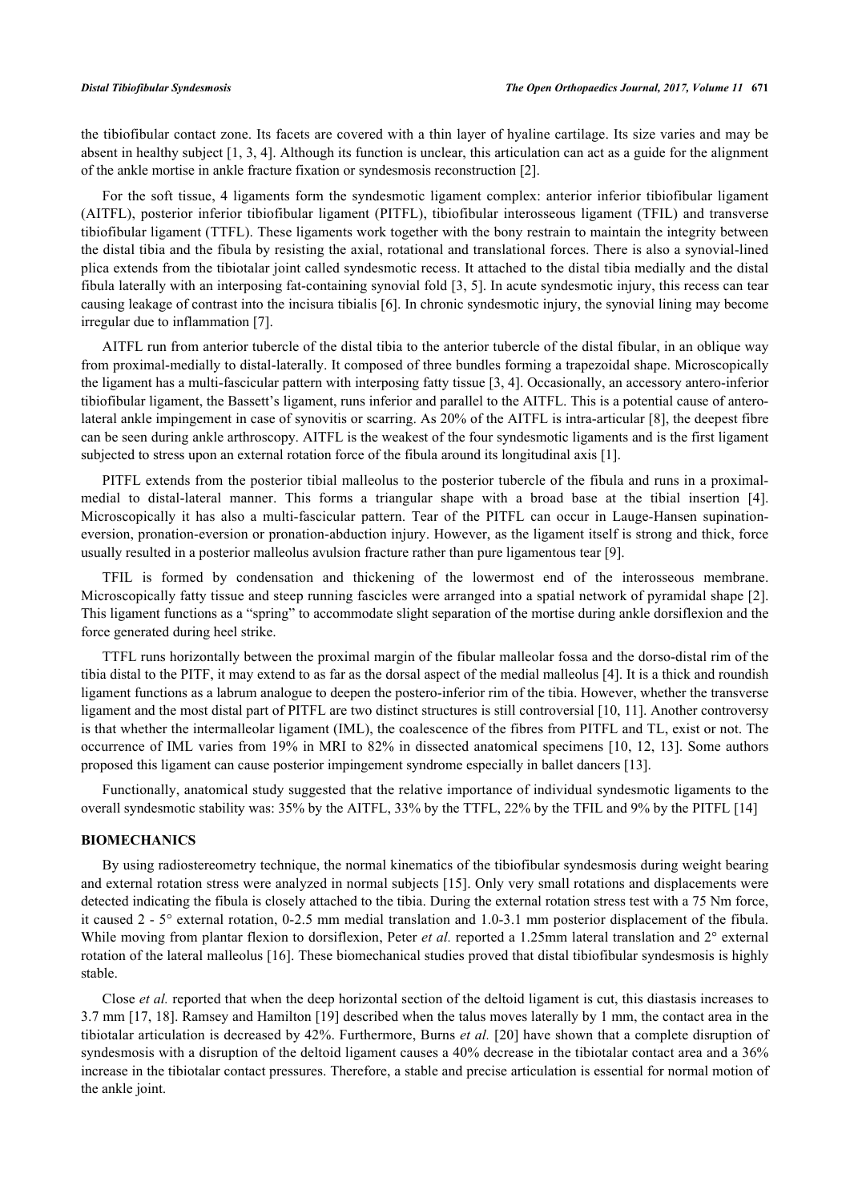the tibiofibular contact zone. Its facets are covered with a thin layer of hyaline cartilage. Its size varies and may be absent in healthy subject [1, 3, 4]. Although its function is unclear, this articulation can act as a guide for the alignment of the ankle mortise in ankle fracture fixation or syndesmosis reconstruction [2].

For the soft tissue, 4 ligaments form the syndesmotic ligament complex: anterior inferior tibiofibular ligament (AITFL), posterior inferior tibiofibular ligament (PITFL), tibiofibular interosseous ligament (TFIL) and transverse tibiofibular ligament (TTFL). These ligaments work together with the bony restrain to maintain the integrity between the distal tibia and the fibula by resisting the axial, rotational and translational forces. There is also a synovial-lined plica extends from the tibiotalar joint called syndesmotic recess. It attached to the distal tibia medially and the distal fibula laterally with an interposing fat-containing synovial fold [3, 5]. In acute syndesmotic injury, this recess can tear causing leakage of contrast into the incisura tibialis [6]. In chronic syndesmotic injury, the synovial lining may become irregular due to inflammation [7].

AITFL run from anterior tubercle of the distal tibia to the anterior tubercle of the distal fibular, in an oblique way from proximal-medially to distal-laterally. It composed of three bundles forming a trapezoidal shape. Microscopically the ligament has a multi-fascicular pattern with interposing fatty tissue [3, 4]. Occasionally, an accessory antero-inferior tibiofibular ligament, the Bassett's ligament, runs inferior and parallel to the AITFL. This is a potential cause of antero-lateral ankle impingement in case of synovitis or scarring. As 20% of the AITFL is intra-articular [8], the deepest fibre can be seen during ankle arthroscopy. AITFL is the weakest of the four syndesmotic ligaments and is the first ligament subjected to stress upon an external rotation force of the fibula around its longitudinal axis [1].

PITFL extends from the posterior tibial malleolus to the posterior tubercle of the fibula and runs in a proximal-medial to distal-lateral manner. This forms a triangular shape with a broad base at the tibial insertion [4]. Microscopically it has also a multi-fascicular pattern. Tear of the PITFL can occur in Lauge-Hansen supination-eversion, pronation-eversion or pronation-abduction injury. However, as the ligament itself is strong and thick, force usually resulted in a posterior malleolus avulsion fracture rather than pure ligamentous tear [9].

TFIL is formed by condensation and thickening of the lowermost end of the interosseous membrane. Microscopically fatty tissue and steep running fascicles were arranged into a spatial network of pyramidal shape [2]. This ligament functions as a "spring" to accommodate slight separation of the mortise during ankle dorsiflexion and the force generated during heel strike.

TTFL runs horizontally between the proximal margin of the fibular malleolar fossa and the dorso-distal rim of the tibia distal to the PITF, it may extend to as far as the dorsal aspect of the medial malleolus [4]. It is a thick and roundish ligament functions as a labrum analogue to deepen the postero-inferior rim of the tibia. However, whether the transverse ligament and the most distal part of PITFL are two distinct structures is still controversial [10, 11]. Another controversy is that whether the intermalleolar ligament (IML), the coalescence of the fibres from PITFL and TL, exist or not. The occurrence of IML varies from 19% in MRI to 82% in dissected anatomical specimens [10, 12, 13]. Some authors proposed this ligament can cause posterior impingement syndrome especially in ballet dancers [13].

Functionally, anatomical study suggested that the relative importance of individual syndesmotic ligaments to the overall syndesmotic stability was: 35% by the AITFL, 33% by the TTFL, 22% by the TFIL and 9% by the PITFL [14]

## BIOMECHANICS

By using radiostereometry technique, the normal kinematics of the tibiofibular syndesmosis during weight bearing and external rotation stress were analyzed in normal subjects [15]. Only very small rotations and displacements were detected indicating the fibula is closely attached to the tibia. During the external rotation stress test with a 75 Nm force, it caused 2 - 5° external rotation, 0-2.5 mm medial translation and 1.0-3.1 mm posterior displacement of the fibula. While moving from plantar flexion to dorsiflexion, Peter *et al.* reported a 1.25mm lateral translation and 2° external rotation of the lateral malleolus [16]. These biomechanical studies proved that distal tibiofibular syndesmosis is highly stable.

Close *et al.* reported that when the deep horizontal section of the deltoid ligament is cut, this diastasis increases to 3.7 mm [17, 18]. Ramsey and Hamilton [19] described when the talus moves laterally by 1 mm, the contact area in the tibiotalar articulation is decreased by 42%. Furthermore, Burns *et al.* [20] have shown that a complete disruption of syndesmosis with a disruption of the deltoid ligament causes a 40% decrease in the tibiotalar contact area and a 36% increase in the tibiotalar contact pressures. Therefore, a stable and precise articulation is essential for normal motion of the ankle joint.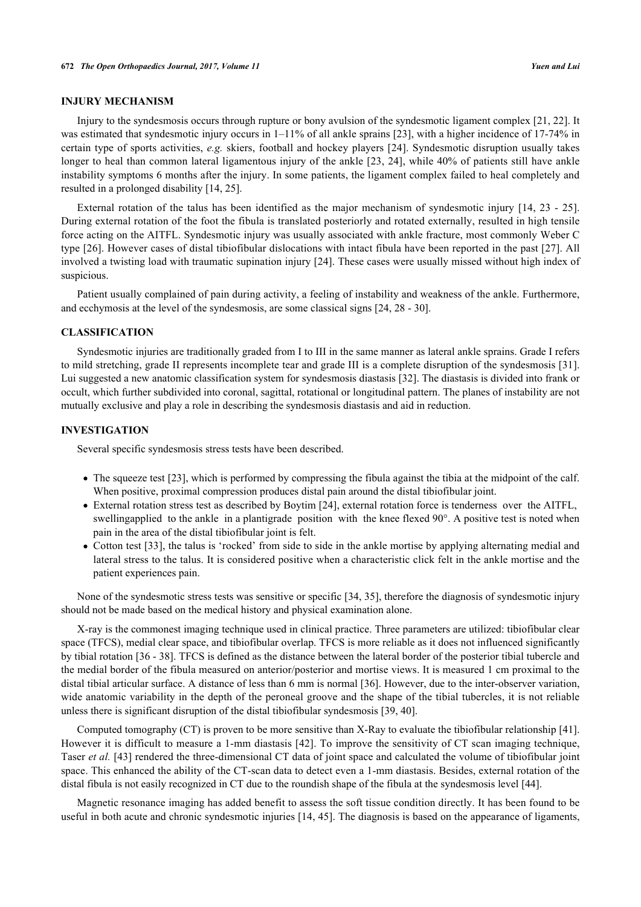## INJURY MECHANISM

Injury to the syndesmosis occurs through rupture or bony avulsion of the syndesmotic ligament complex [21, 22]. It was estimated that syndesmotic injury occurs in 1–11% of all ankle sprains [23], with a higher incidence of 17-74% in certain type of sports activities, *e.g.* skiers, football and hockey players [24]. Syndesmotic disruption usually takes longer to heal than common lateral ligamentous injury of the ankle [23, 24], while 40% of patients still have ankle instability symptoms 6 months after the injury. In some patients, the ligament complex failed to heal completely and resulted in a prolonged disability [14, 25].

External rotation of the talus has been identified as the major mechanism of syndesmotic injury [14, 23 - 25]. During external rotation of the foot the fibula is translated posteriorly and rotated externally, resulted in high tensile force acting on the AITFL. Syndesmotic injury was usually associated with ankle fracture, most commonly Weber C type [26]. However cases of distal tibiofibular dislocations with intact fibula have been reported in the past [27]. All involved a twisting load with traumatic supination injury [24]. These cases were usually missed without high index of suspicious.

Patient usually complained of pain during activity, a feeling of instability and weakness of the ankle. Furthermore, and ecchymosis at the level of the syndesmosis, are some classical signs [24, 28 - 30].

## CLASSIFICATION

Syndesmotic injuries are traditionally graded from I to III in the same manner as lateral ankle sprains. Grade I refers to mild stretching, grade II represents incomplete tear and grade III is a complete disruption of the syndesmosis [31]. Lui suggested a new anatomic classification system for syndesmosis diastasis [32]. The diastasis is divided into frank or occult, which further subdivided into coronal, sagittal, rotational or longitudinal pattern. The planes of instability are not mutually exclusive and play a role in describing the syndesmosis diastasis and aid in reduction.

## INVESTIGATION

Several specific syndesmosis stress tests have been described.

- The squeeze test [23], which is performed by compressing the fibula against the tibia at the midpoint of the calf. When positive, proximal compression produces distal pain around the distal tibiofibular joint.
- External rotation stress test as described by Boytim [24], external rotation force is tenderness over the AITFL, swellingapplied to the ankle in a plantigrade position with the knee flexed 90°. A positive test is noted when pain in the area of the distal tibiofibular joint is felt.
- Cotton test [33], the talus is 'rocked' from side to side in the ankle mortise by applying alternating medial and lateral stress to the talus. It is considered positive when a characteristic click felt in the ankle mortise and the patient experiences pain.

None of the syndesmotic stress tests was sensitive or specific [34, 35], therefore the diagnosis of syndesmotic injury should not be made based on the medical history and physical examination alone.

X-ray is the commonest imaging technique used in clinical practice. Three parameters are utilized: tibiofibular clear space (TFCS), medial clear space, and tibiofibular overlap. TFCS is more reliable as it does not influenced significantly by tibial rotation [36 - 38]. TFCS is defined as the distance between the lateral border of the posterior tibial tubercle and the medial border of the fibula measured on anterior/posterior and mortise views. It is measured 1 cm proximal to the distal tibial articular surface. A distance of less than 6 mm is normal [36]. However, due to the inter-observer variation, wide anatomic variability in the depth of the peroneal groove and the shape of the tibial tubercles, it is not reliable unless there is significant disruption of the distal tibiofibular syndesmosis [39, 40].

Computed tomography (CT) is proven to be more sensitive than X-Ray to evaluate the tibiofibular relationship [41]. However it is difficult to measure a 1-mm diastasis [42]. To improve the sensitivity of CT scan imaging technique, Taser *et al.* [43] rendered the three-dimensional CT data of joint space and calculated the volume of tibiofibular joint space. This enhanced the ability of the CT-scan data to detect even a 1-mm diastasis. Besides, external rotation of the distal fibula is not easily recognized in CT due to the roundish shape of the fibula at the syndesmosis level [44].

Magnetic resonance imaging has added benefit to assess the soft tissue condition directly. It has been found to be useful in both acute and chronic syndesmotic injuries [14, 45]. The diagnosis is based on the appearance of ligaments,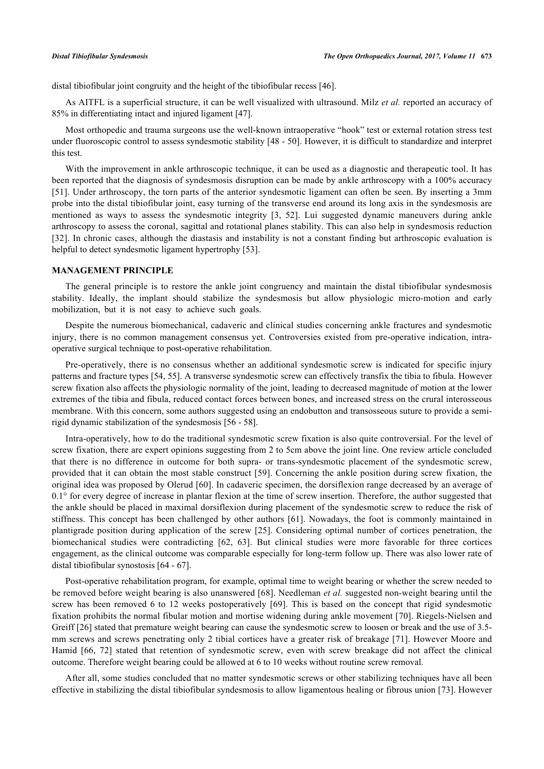distal tibiofibular joint congruity and the height of the tibiofibular recess [46].

As AITFL is a superficial structure, it can be well visualized with ultrasound. Milz *et al.* reported an accuracy of 85% in differentiating intact and injured ligament [47].

Most orthopedic and trauma surgeons use the well-known intraoperative "hook" test or external rotation stress test under fluoroscopic control to assess syndesmotic stability [48 - 50]. However, it is difficult to standardize and interpret this test.

With the improvement in ankle arthroscopic technique, it can be used as a diagnostic and therapeutic tool. It has been reported that the diagnosis of syndesmosis disruption can be made by ankle arthroscopy with a 100% accuracy [51]. Under arthroscopy, the torn parts of the anterior syndesmotic ligament can often be seen. By inserting a 3mm probe into the distal tibiofibular joint, easy turning of the transverse end around its long axis in the syndesmosis are mentioned as ways to assess the syndesmotic integrity [3, 52]. Lui suggested dynamic maneuvers during ankle arthroscopy to assess the coronal, sagittal and rotational planes stability. This can also help in syndesmosis reduction [32]. In chronic cases, although the diastasis and instability is not a constant finding but arthroscopic evaluation is helpful to detect syndesmotic ligament hypertrophy [53].

## MANAGEMENT PRINCIPLE

The general principle is to restore the ankle joint congruency and maintain the distal tibiofibular syndesmosis stability. Ideally, the implant should stabilize the syndesmosis but allow physiologic micro-motion and early mobilization, but it is not easy to achieve such goals.

Despite the numerous biomechanical, cadaveric and clinical studies concerning ankle fractures and syndesmotic injury, there is no common management consensus yet. Controversies existed from pre-operative indication, intra-operative surgical technique to post-operative rehabilitation.

Pre-operatively, there is no consensus whether an additional syndesmotic screw is indicated for specific injury patterns and fracture types [54, 55]. A transverse syndesmotic screw can effectively transfix the tibia to fibula. However screw fixation also affects the physiologic normality of the joint, leading to decreased magnitude of motion at the lower extremes of the tibia and fibula, reduced contact forces between bones, and increased stress on the crural interosseous membrane. With this concern, some authors suggested using an endobutton and transosseous suture to provide a semi-rigid dynamic stabilization of the syndesmosis [56 - 58].

Intra-operatively, how to do the traditional syndesmotic screw fixation is also quite controversial. For the level of screw fixation, there are expert opinions suggesting from 2 to 5cm above the joint line. One review article concluded that there is no difference in outcome for both supra- or trans-syndesmotic placement of the syndesmotic screw, provided that it can obtain the most stable construct [59]. Concerning the ankle position during screw fixation, the original idea was proposed by Olerud [60]. In cadaveric specimen, the dorsiflexion range decreased by an average of 0.1° for every degree of increase in plantar flexion at the time of screw insertion. Therefore, the author suggested that the ankle should be placed in maximal dorsiflexion during placement of the syndesmotic screw to reduce the risk of stiffness. This concept has been challenged by other authors [61]. Nowadays, the foot is commonly maintained in plantigrade position during application of the screw [25]. Considering optimal number of cortices penetration, the biomechanical studies were contradicting [62, 63]. But clinical studies were more favorable for three cortices engagement, as the clinical outcome was comparable especially for long-term follow up. There was also lower rate of distal tibiofibular synostosis [64 - 67].

Post-operative rehabilitation program, for example, optimal time to weight bearing or whether the screw needed to be removed before weight bearing is also unanswered [68]. Needleman *et al.* suggested non-weight bearing until the screw has been removed 6 to 12 weeks postoperatively [69]. This is based on the concept that rigid syndesmotic fixation prohibits the normal fibular motion and mortise widening during ankle movement [70]. Riegels-Nielsen and Greiff [26] stated that premature weight bearing can cause the syndesmotic screw to loosen or break and the use of 3.5-mm screws and screws penetrating only 2 tibial cortices have a greater risk of breakage [71]. However Moore and Hamid [66, 72] stated that retention of syndesmotic screw, even with screw breakage did not affect the clinical outcome. Therefore weight bearing could be allowed at 6 to 10 weeks without routine screw removal.

After all, some studies concluded that no matter syndesmotic screws or other stabilizing techniques have all been effective in stabilizing the distal tibiofibular syndesmosis to allow ligamentous healing or fibrous union [73]. However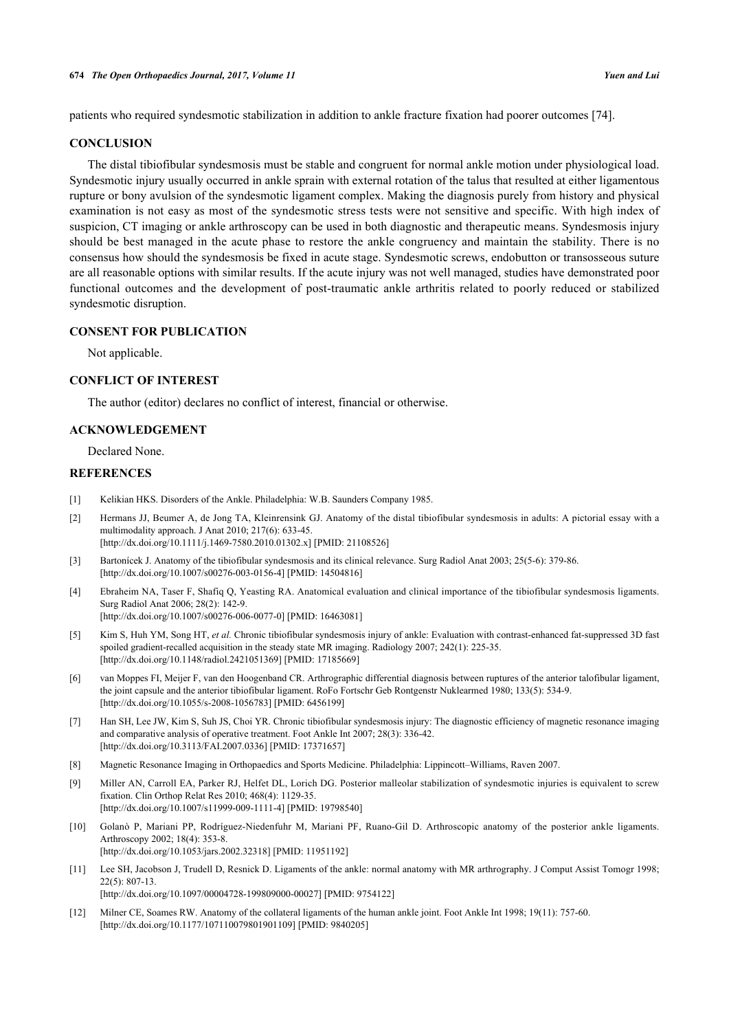patients who required syndesmotic stabilization in addition to ankle fracture fixation had poorer outcomes [74].

## CONCLUSION

The distal tibiofibular syndesmosis must be stable and congruent for normal ankle motion under physiological load. Syndesmotic injury usually occurred in ankle sprain with external rotation of the talus that resulted at either ligamentous rupture or bony avulsion of the syndesmotic ligament complex. Making the diagnosis purely from history and physical examination is not easy as most of the syndesmotic stress tests were not sensitive and specific. With high index of suspicion, CT imaging or ankle arthroscopy can be used in both diagnostic and therapeutic means. Syndesmosis injury should be best managed in the acute phase to restore the ankle congruency and maintain the stability. There is no consensus how should the syndesmosis be fixed in acute stage. Syndesmotic screws, endobutton or transosseous suture are all reasonable options with similar results. If the acute injury was not well managed, studies have demonstrated poor functional outcomes and the development of post-traumatic ankle arthritis related to poorly reduced or stabilized syndesmotic disruption.

## CONSENT FOR PUBLICATION

Not applicable.

## CONFLICT OF INTEREST

The author (editor) declares no conflict of interest, financial or otherwise.

## ACKNOWLEDGEMENT

Declared None.

## REFERENCES

[1] Kelikian HKS. Disorders of the Ankle. Philadelphia: W.B. Saunders Company 1985.

[2] Hermans JJ, Beumer A, de Jong TA, Kleinrensink GJ. Anatomy of the distal tibiofibular syndesmosis in adults: A pictorial essay with a multimodality approach. J Anat 2010; 217(6): 633-45. [http://dx.doi.org/10.1111/j.1469-7580.2010.01302.x] [PMID: 21108526]

[3] Bartonícek J. Anatomy of the tibiofibular syndesmosis and its clinical relevance. Surg Radiol Anat 2003; 25(5-6): 379-86. [http://dx.doi.org/10.1007/s00276-003-0156-4] [PMID: 14504816]

[4] Ebraheim NA, Taser F, Shafiq Q, Yeasting RA. Anatomical evaluation and clinical importance of the tibiofibular syndesmosis ligaments. Surg Radiol Anat 2006; 28(2): 142-9. [http://dx.doi.org/10.1007/s00276-006-0077-0] [PMID: 16463081]

[5] Kim S, Huh YM, Song HT, *et al.* Chronic tibiofibular syndesmosis injury of ankle: Evaluation with contrast-enhanced fat-suppressed 3D fast spoiled gradient-recalled acquisition in the steady state MR imaging. Radiology 2007; 242(1): 225-35. [http://dx.doi.org/10.1148/radiol.2421051369] [PMID: 17185669]

[6] van Moppes FI, Meijer F, van den Hoogenband CR. Arthrographic differential diagnosis between ruptures of the anterior talofibular ligament, the joint capsule and the anterior tibiofibular ligament. RoFo Fortschr Geb Rontgenstr Nuklearmed 1980; 133(5): 534-9. [http://dx.doi.org/10.1055/s-2008-1056783] [PMID: 6456199]

[7] Han SH, Lee JW, Kim S, Suh JS, Choi YR. Chronic tibiofibular syndesmosis injury: The diagnostic efficiency of magnetic resonance imaging and comparative analysis of operative treatment. Foot Ankle Int 2007; 28(3): 336-42. [http://dx.doi.org/10.3113/FAI.2007.0336] [PMID: 17371657]

[8] Magnetic Resonance Imaging in Orthopaedics and Sports Medicine. Philadelphia: Lippincott–Williams, Raven 2007.

[9] Miller AN, Carroll EA, Parker RJ, Helfet DL, Lorich DG. Posterior malleolar stabilization of syndesmotic injuries is equivalent to screw fixation. Clin Orthop Relat Res 2010; 468(4): 1129-35. [http://dx.doi.org/10.1007/s11999-009-1111-4] [PMID: 19798540]

[10] Golanò P, Mariani PP, Rodríguez-Niedenfuhr M, Mariani PF, Ruano-Gil D. Arthroscopic anatomy of the posterior ankle ligaments. Arthroscopy 2002; 18(4): 353-8. [http://dx.doi.org/10.1053/jars.2002.32318] [PMID: 11951192]

[11] Lee SH, Jacobson J, Trudell D, Resnick D. Ligaments of the ankle: normal anatomy with MR arthrography. J Comput Assist Tomogr 1998; 22(5): 807-13. [http://dx.doi.org/10.1097/00004728-199809000-00027] [PMID: 9754122]

[12] Milner CE, Soames RW. Anatomy of the collateral ligaments of the human ankle joint. Foot Ankle Int 1998; 19(11): 757-60. [http://dx.doi.org/10.1177/107110079801901109] [PMID: 9840205]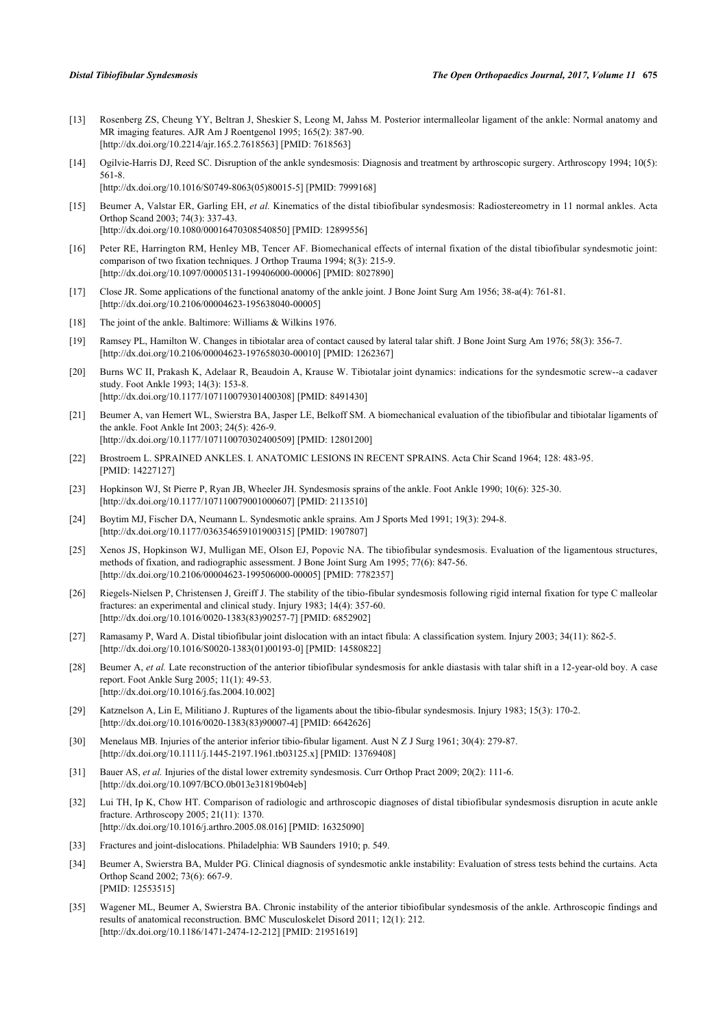[13] Rosenberg ZS, Cheung YY, Beltran J, Sheskier S, Leong M, Jahss M. Posterior intermalleolar ligament of the ankle: Normal anatomy and MR imaging features. AJR Am J Roentgenol 1995; 165(2): 387-90. [http://dx.doi.org/10.2214/ajr.165.2.7618563] [PMID: 7618563]

[14] Ogilvie-Harris DJ, Reed SC. Disruption of the ankle syndesmosis: Diagnosis and treatment by arthroscopic surgery. Arthroscopy 1994; 10(5): 561-8. [http://dx.doi.org/10.1016/S0749-8063(05)80015-5] [PMID: 7999168]

[15] Beumer A, Valstar ER, Garling EH, *et al.* Kinematics of the distal tibiofibular syndesmosis: Radiostereometry in 11 normal ankles. Acta Orthop Scand 2003; 74(3): 337-43. [http://dx.doi.org/10.1080/00016470308540850] [PMID: 12899556]

[16] Peter RE, Harrington RM, Henley MB, Tencer AF. Biomechanical effects of internal fixation of the distal tibiofibular syndesmotic joint: comparison of two fixation techniques. J Orthop Trauma 1994; 8(3): 215-9. [http://dx.doi.org/10.1097/00005131-199406000-00006] [PMID: 8027890]

[17] Close JR. Some applications of the functional anatomy of the ankle joint. J Bone Joint Surg Am 1956; 38-a(4): 761-81. [http://dx.doi.org/10.2106/00004623-195638040-00005]

[18] The joint of the ankle. Baltimore: Williams & Wilkins 1976.

[19] Ramsey PL, Hamilton W. Changes in tibiotalar area of contact caused by lateral talar shift. J Bone Joint Surg Am 1976; 58(3): 356-7. [http://dx.doi.org/10.2106/00004623-197658030-00010] [PMID: 1262367]

[20] Burns WC II, Prakash K, Adelaar R, Beaudoin A, Krause W. Tibiotalar joint dynamics: indications for the syndesmotic screw--a cadaver study. Foot Ankle 1993; 14(3): 153-8. [http://dx.doi.org/10.1177/107110079301400308] [PMID: 8491430]

[21] Beumer A, van Hemert WL, Swierstra BA, Jasper LE, Belkoff SM. A biomechanical evaluation of the tibiofibular and tibiotalar ligaments of the ankle. Foot Ankle Int 2003; 24(5): 426-9. [http://dx.doi.org/10.1177/107110070302400509] [PMID: 12801200]

[22] Brostroem L. SPRAINED ANKLES. I. ANATOMIC LESIONS IN RECENT SPRAINS. Acta Chir Scand 1964; 128: 483-95. [PMID: 14227127]

[23] Hopkinson WJ, St Pierre P, Ryan JB, Wheeler JH. Syndesmosis sprains of the ankle. Foot Ankle 1990; 10(6): 325-30. [http://dx.doi.org/10.1177/107110079001000607] [PMID: 2113510]

[24] Boytim MJ, Fischer DA, Neumann L. Syndesmotic ankle sprains. Am J Sports Med 1991; 19(3): 294-8. [http://dx.doi.org/10.1177/036354659101900315] [PMID: 1907807]

[25] Xenos JS, Hopkinson WJ, Mulligan ME, Olson EJ, Popovic NA. The tibiofibular syndesmosis. Evaluation of the ligamentous structures, methods of fixation, and radiographic assessment. J Bone Joint Surg Am 1995; 77(6): 847-56. [http://dx.doi.org/10.2106/00004623-199506000-00005] [PMID: 7782357]

[26] Riegels-Nielsen P, Christensen J, Greiff J. The stability of the tibio-fibular syndesmosis following rigid internal fixation for type C malleolar fractures: an experimental and clinical study. Injury 1983; 14(4): 357-60. [http://dx.doi.org/10.1016/0020-1383(83)90257-7] [PMID: 6852902]

[27] Ramasamy P, Ward A. Distal tibiofibular joint dislocation with an intact fibula: A classification system. Injury 2003; 34(11): 862-5. [http://dx.doi.org/10.1016/S0020-1383(01)00193-0] [PMID: 14580822]

[28] Beumer A, *et al.* Late reconstruction of the anterior tibiofibular syndesmosis for ankle diastasis with talar shift in a 12-year-old boy. A case report. Foot Ankle Surg 2005; 11(1): 49-53. [http://dx.doi.org/10.1016/j.fas.2004.10.002]

[29] Katznelson A, Lin E, Militiano J. Ruptures of the ligaments about the tibio-fibular syndesmosis. Injury 1983; 15(3): 170-2. [http://dx.doi.org/10.1016/0020-1383(83)90007-4] [PMID: 6642626]

[30] Menelaus MB. Injuries of the anterior inferior tibio-fibular ligament. Aust N Z J Surg 1961; 30(4): 279-87. [http://dx.doi.org/10.1111/j.1445-2197.1961.tb03125.x] [PMID: 13769408]

[31] Bauer AS, *et al.* Injuries of the distal lower extremity syndesmosis. Curr Orthop Pract 2009; 20(2): 111-6. [http://dx.doi.org/10.1097/BCO.0b013e31819b04eb]

[32] Lui TH, Ip K, Chow HT. Comparison of radiologic and arthroscopic diagnoses of distal tibiofibular syndesmosis disruption in acute ankle fracture. Arthroscopy 2005; 21(11): 1370. [http://dx.doi.org/10.1016/j.arthro.2005.08.016] [PMID: 16325090]

[33] Fractures and joint-dislocations. Philadelphia: WB Saunders 1910; p. 549.

[34] Beumer A, Swierstra BA, Mulder PG. Clinical diagnosis of syndesmotic ankle instability: Evaluation of stress tests behind the curtains. Acta Orthop Scand 2002; 73(6): 667-9. [PMID: 12553515]

[35] Wagener ML, Beumer A, Swierstra BA. Chronic instability of the anterior tibiofibular syndesmosis of the ankle. Arthroscopic findings and results of anatomical reconstruction. BMC Musculoskelet Disord 2011; 12(1): 212. [http://dx.doi.org/10.1186/1471-2474-12-212] [PMID: 21951619]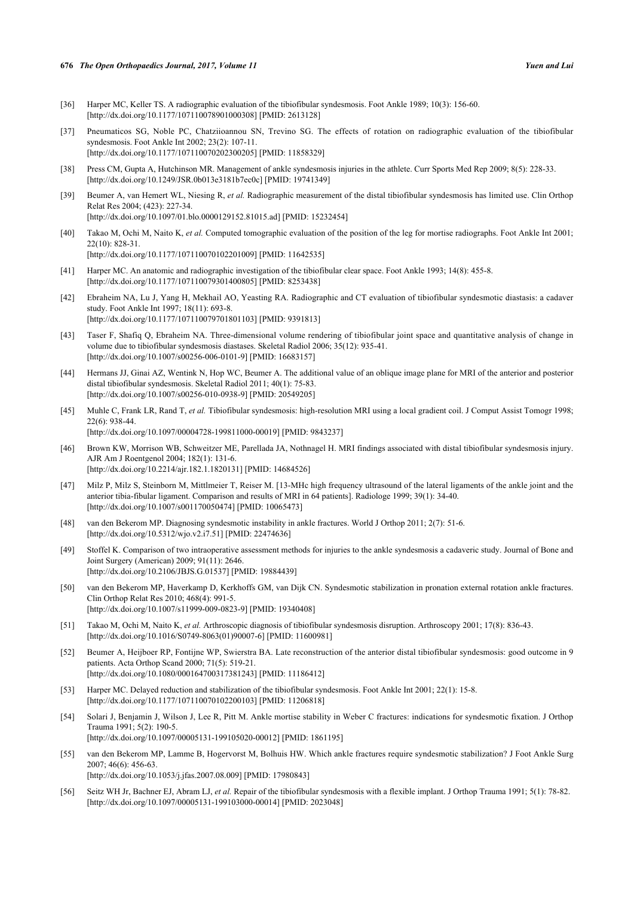[36] Harper MC, Keller TS. A radiographic evaluation of the tibiofibular syndesmosis. Foot Ankle 1989; 10(3): 156-60. [http://dx.doi.org/10.1177/107110078901000308] [PMID: 2613128]

[37] Pneumaticos SG, Noble PC, Chatziioannou SN, Trevino SG. The effects of rotation on radiographic evaluation of the tibiofibular syndesmosis. Foot Ankle Int 2002; 23(2): 107-11. [http://dx.doi.org/10.1177/107110070202300205] [PMID: 11858329]

[38] Press CM, Gupta A, Hutchinson MR. Management of ankle syndesmosis injuries in the athlete. Curr Sports Med Rep 2009; 8(5): 228-33. [http://dx.doi.org/10.1249/JSR.0b013e3181b7ec0c] [PMID: 19741349]

[39] Beumer A, van Hemert WL, Niesing R, *et al.* Radiographic measurement of the distal tibiofibular syndesmosis has limited use. Clin Orthop Relat Res 2004; (423): 227-34. [http://dx.doi.org/10.1097/01.blo.0000129152.81015.ad] [PMID: 15232454]

[40] Takao M, Ochi M, Naito K, *et al.* Computed tomographic evaluation of the position of the leg for mortise radiographs. Foot Ankle Int 2001; 22(10): 828-31. [http://dx.doi.org/10.1177/107110070102201009] [PMID: 11642535]

[41] Harper MC. An anatomic and radiographic investigation of the tibiofibular clear space. Foot Ankle 1993; 14(8): 455-8. [http://dx.doi.org/10.1177/107110079301400805] [PMID: 8253438]

[42] Ebraheim NA, Lu J, Yang H, Mekhail AO, Yeasting RA. Radiographic and CT evaluation of tibiofibular syndesmotic diastasis: a cadaver study. Foot Ankle Int 1997; 18(11): 693-8. [http://dx.doi.org/10.1177/107110079701801103] [PMID: 9391813]

[43] Taser F, Shafiq Q, Ebraheim NA. Three-dimensional volume rendering of tibiofibular joint space and quantitative analysis of change in volume due to tibiofibular syndesmosis diastases. Skeletal Radiol 2006; 35(12): 935-41. [http://dx.doi.org/10.1007/s00256-006-0101-9] [PMID: 16683157]

[44] Hermans JJ, Ginai AZ, Wentink N, Hop WC, Beumer A. The additional value of an oblique image plane for MRI of the anterior and posterior distal tibiofibular syndesmosis. Skeletal Radiol 2011; 40(1): 75-83. [http://dx.doi.org/10.1007/s00256-010-0938-9] [PMID: 20549205]

[45] Muhle C, Frank LR, Rand T, *et al.* Tibiofibular syndesmosis: high-resolution MRI using a local gradient coil. J Comput Assist Tomogr 1998; 22(6): 938-44. [http://dx.doi.org/10.1097/00004728-199811000-00019] [PMID: 9843237]

[46] Brown KW, Morrison WB, Schweitzer ME, Parellada JA, Nothnagel H. MRI findings associated with distal tibiofibular syndesmosis injury. AJR Am J Roentgenol 2004; 182(1): 131-6. [http://dx.doi.org/10.2214/ajr.182.1.1820131] [PMID: 14684526]

[47] Milz P, Milz S, Steinborn M, Mittlmeier T, Reiser M. [13-MHc high frequency ultrasound of the lateral ligaments of the ankle joint and the anterior tibia-fibular ligament. Comparison and results of MRI in 64 patients]. Radiologe 1999; 39(1): 34-40. [http://dx.doi.org/10.1007/s001170050474] [PMID: 10065473]

[48] van den Bekerom MP. Diagnosing syndesmotic instability in ankle fractures. World J Orthop 2011; 2(7): 51-6. [http://dx.doi.org/10.5312/wjo.v2.i7.51] [PMID: 22474636]

[49] Stoffel K. Comparison of two intraoperative assessment methods for injuries to the ankle syndesmosis a cadaveric study. Journal of Bone and Joint Surgery (American) 2009; 91(11): 2646. [http://dx.doi.org/10.2106/JBJS.G.01537] [PMID: 19884439]

[50] van den Bekerom MP, Haverkamp D, Kerkhoffs GM, van Dijk CN. Syndesmotic stabilization in pronation external rotation ankle fractures. Clin Orthop Relat Res 2010; 468(4): 991-5. [http://dx.doi.org/10.1007/s11999-009-0823-9] [PMID: 19340408]

[51] Takao M, Ochi M, Naito K, *et al.* Arthroscopic diagnosis of tibiofibular syndesmosis disruption. Arthroscopy 2001; 17(8): 836-43. [http://dx.doi.org/10.1016/S0749-8063(01)90007-6] [PMID: 11600981]

[52] Beumer A, Heijboer RP, Fontijne WP, Swierstra BA. Late reconstruction of the anterior distal tibiofibular syndesmosis: good outcome in 9 patients. Acta Orthop Scand 2000; 71(5): 519-21. [http://dx.doi.org/10.1080/000164700317381243] [PMID: 11186412]

[53] Harper MC. Delayed reduction and stabilization of the tibiofibular syndesmosis. Foot Ankle Int 2001; 22(1): 15-8. [http://dx.doi.org/10.1177/107110070102200103] [PMID: 11206818]

[54] Solari J, Benjamin J, Wilson J, Lee R, Pitt M. Ankle mortise stability in Weber C fractures: indications for syndesmotic fixation. J Orthop Trauma 1991; 5(2): 190-5. [http://dx.doi.org/10.1097/00005131-199105020-00012] [PMID: 1861195]

[55] van den Bekerom MP, Lamme B, Hogervorst M, Bolhuis HW. Which ankle fractures require syndesmotic stabilization? J Foot Ankle Surg 2007; 46(6): 456-63. [http://dx.doi.org/10.1053/j.jfas.2007.08.009] [PMID: 17980843]

[56] Seitz WH Jr, Bachner EJ, Abram LJ, *et al.* Repair of the tibiofibular syndesmosis with a flexible implant. J Orthop Trauma 1991; 5(1): 78-82. [http://dx.doi.org/10.1097/00005131-199103000-00014] [PMID: 2023048]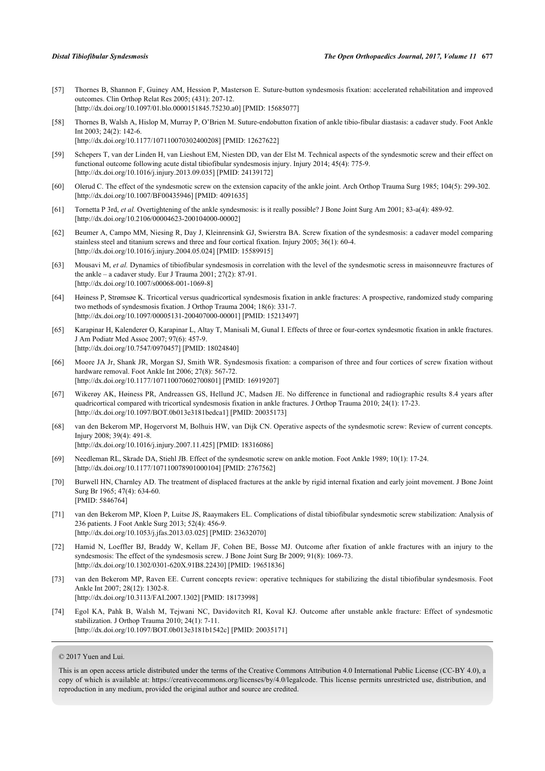[57] Thornes B, Shannon F, Guiney AM, Hession P, Masterson E. Suture-button syndesmosis fixation: accelerated rehabilitation and improved outcomes. Clin Orthop Relat Res 2005; (431): 207-12.
[http://dx.doi.org/10.1097/01.blo.0000151845.75230.a0] [PMID: 15685077]

[58] Thornes B, Walsh A, Hislop M, Murray P, O'Brien M. Suture-endobutton fixation of ankle tibio-fibular diastasis: a cadaver study. Foot Ankle Int 2003; 24(2): 142-6.
[http://dx.doi.org/10.1177/107110070302400208] [PMID: 12627622]

[59] Schepers T, van der Linden H, van Lieshout EM, Niesten DD, van der Elst M. Technical aspects of the syndesmotic screw and their effect on functional outcome following acute distal tibiofibular syndesmosis injury. Injury 2014; 45(4): 775-9.
[http://dx.doi.org/10.1016/j.injury.2013.09.035] [PMID: 24139172]

[60] Olerud C. The effect of the syndesmotic screw on the extension capacity of the ankle joint. Arch Orthop Trauma Surg 1985; 104(5): 299-302.
[http://dx.doi.org/10.1007/BF00435946] [PMID: 4091635]

[61] Tornetta P 3rd, *et al.* Overtightening of the ankle syndesmosis: is it really possible? J Bone Joint Surg Am 2001; 83-a(4): 489-92.
[http://dx.doi.org/10.2106/00004623-200104000-00002]

[62] Beumer A, Campo MM, Niesing R, Day J, Kleinrensink GJ, Swierstra BA. Screw fixation of the syndesmosis: a cadaver model comparing stainless steel and titanium screws and three and four cortical fixation. Injury 2005; 36(1): 60-4.
[http://dx.doi.org/10.1016/j.injury.2004.05.024] [PMID: 15589915]

[63] Mousavi M, *et al.* Dynamics of tibiofibular syndesmosis in correlation with the level of the syndesmotic scress in maisonneuvre fractures of the ankle – a cadaver study. Eur J Trauma 2001; 27(2): 87-91.
[http://dx.doi.org/10.1007/s00068-001-1069-8]

[64] Høiness P, Strømsøe K. Tricortical versus quadricortical syndesmosis fixation in ankle fractures: A prospective, randomized study comparing two methods of syndesmosis fixation. J Orthop Trauma 2004; 18(6): 331-7.
[http://dx.doi.org/10.1097/00005131-200407000-00001] [PMID: 15213497]

[65] Karapinar H, Kalenderer O, Karapinar L, Altay T, Manisali M, Gunal I. Effects of three or four-cortex syndesmotic fixation in ankle fractures. J Am Podiatr Med Assoc 2007; 97(6): 457-9.
[http://dx.doi.org/10.7547/0970457] [PMID: 18024840]

[66] Moore JA Jr, Shank JR, Morgan SJ, Smith WR. Syndesmosis fixation: a comparison of three and four cortices of screw fixation without hardware removal. Foot Ankle Int 2006; 27(8): 567-72.
[http://dx.doi.org/10.1177/107110070602700801] [PMID: 16919207]

[67] Wikerøy AK, Høiness PR, Andreassen GS, Hellund JC, Madsen JE. No difference in functional and radiographic results 8.4 years after quadricortical compared with tricortical syndesmosis fixation in ankle fractures. J Orthop Trauma 2010; 24(1): 17-23.
[http://dx.doi.org/10.1097/BOT.0b013e3181bedca1] [PMID: 20035173]

[68] van den Bekerom MP, Hogervorst M, Bolhuis HW, van Dijk CN. Operative aspects of the syndesmotic screw: Review of current concepts. Injury 2008; 39(4): 491-8.
[http://dx.doi.org/10.1016/j.injury.2007.11.425] [PMID: 18316086]

[69] Needleman RL, Skrade DA, Stiehl JB. Effect of the syndesmotic screw on ankle motion. Foot Ankle 1989; 10(1): 17-24.
[http://dx.doi.org/10.1177/107110078901000104] [PMID: 2767562]

[70] Burwell HN, Charnley AD. The treatment of displaced fractures at the ankle by rigid internal fixation and early joint movement. J Bone Joint Surg Br 1965; 47(4): 634-60.
[PMID: 5846764]

[71] van den Bekerom MP, Kloen P, Luitse JS, Raaymakers EL. Complications of distal tibiofibular syndesmotic screw stabilization: Analysis of 236 patients. J Foot Ankle Surg 2013; 52(4): 456-9.
[http://dx.doi.org/10.1053/j.jfas.2013.03.025] [PMID: 23632070]

[72] Hamid N, Loeffler BJ, Braddy W, Kellam JF, Cohen BE, Bosse MJ. Outcome after fixation of ankle fractures with an injury to the syndesmosis: The effect of the syndesmosis screw. J Bone Joint Surg Br 2009; 91(8): 1069-73.
[http://dx.doi.org/10.1302/0301-620X.91B8.22430] [PMID: 19651836]

[73] van den Bekerom MP, Raven EE. Current concepts review: operative techniques for stabilizing the distal tibiofibular syndesmosis. Foot Ankle Int 2007; 28(12): 1302-8.
[http://dx.doi.org/10.3113/FAI.2007.1302] [PMID: 18173998]

[74] Egol KA, Pahk B, Walsh M, Tejwani NC, Davidovitch RI, Koval KJ. Outcome after unstable ankle fracture: Effect of syndesmotic stabilization. J Orthop Trauma 2010; 24(1): 7-11.
[http://dx.doi.org/10.1097/BOT.0b013e3181b1542c] [PMID: 20035171]

© 2017 Yuen and Lui.

This is an open access article distributed under the terms of the Creative Commons Attribution 4.0 International Public License (CC-BY 4.0), a copy of which is available at: https://creativecommons.org/licenses/by/4.0/legalcode. This license permits unrestricted use, distribution, and reproduction in any medium, provided the original author and source are credited.